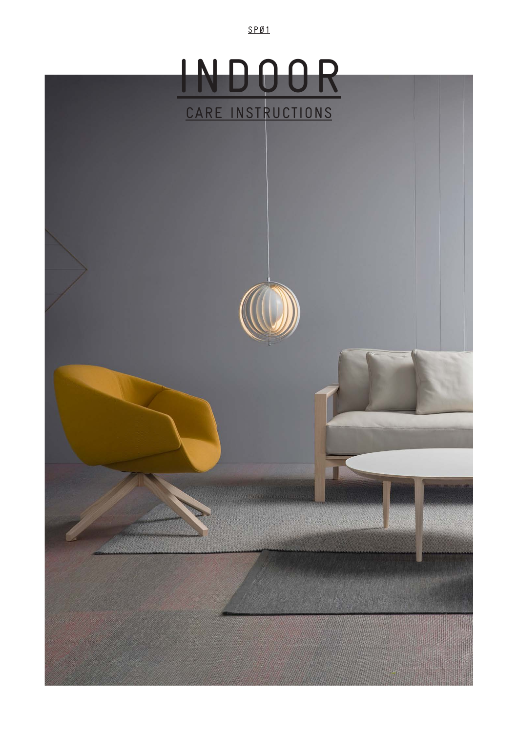SPØ1

# INDOOR

## CARE INSTRUCTIONS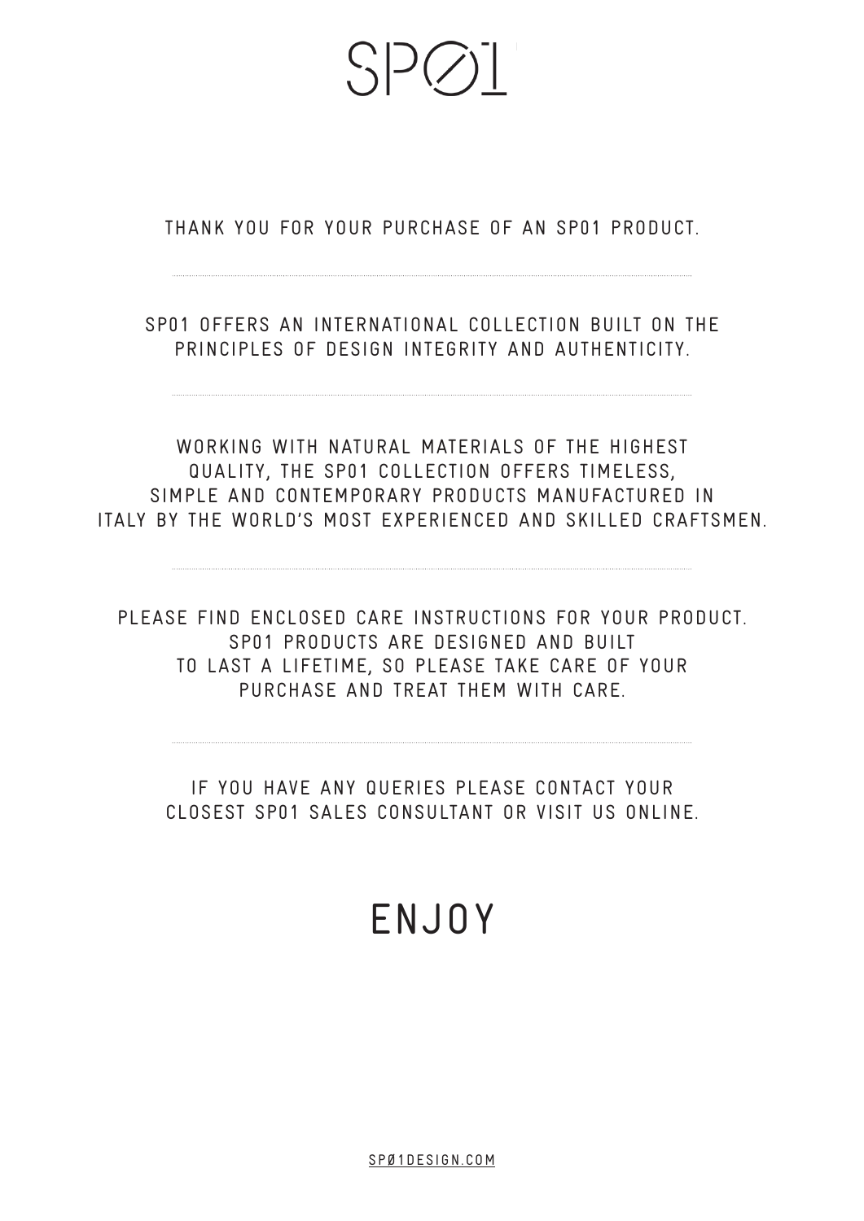# SPØ1

THANK YOU FOR YOUR PURCHASE OF AN SP01 PRODUCT.

---

SP01 OFFERS AN INTERNATIONAL COLLECTION BUILT ON THE PRINCIPLES OF DESIGN INTEGRITY AND AUTHENTICITY.

---

WORKING WITH NATURAL MATERIALS OF THE HIGHEST QUALITY, THE SP01 COLLECTION OFFERS TIMELESS, SIMPLE AND CONTEMPORARY PRODUCTS MANUFACTURED IN ITALY BY THE WORLD'S MOST EXPERIENCED AND SKILLED CRAFTSMEN.

---

PLEASE FIND ENCLOSED CARE INSTRUCTIONS FOR YOUR PRODUCT. SP01 PRODUCTS ARE DESIGNED AND BUILT TO LAST A LIFETIME, SO PLEASE TAKE CARE OF YOUR PURCHASE AND TREAT THEM WITH CARE.

---

IF YOU HAVE ANY QUERIES PLEASE CONTACT YOUR CLOSEST SP01 SALES CONSULTANT OR VISIT US ONLINE.

## ENJOY

SPØ1DESIGN.COM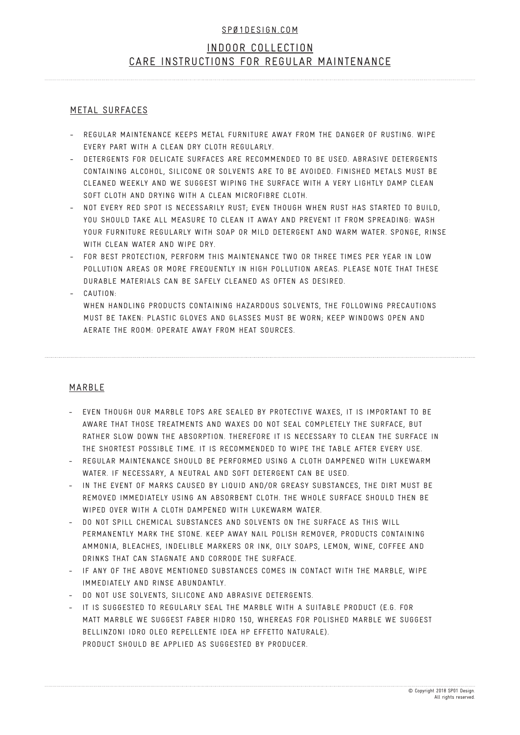# INDOOR COLLECTION
# CARE INSTRUCTIONS FOR REGULAR MAINTENANCE

## METAL SURFACES

- REGULAR MAINTENANCE KEEPS METAL FURNITURE AWAY FROM THE DANGER OF RUSTING. WIPE EVERY PART WITH A CLEAN DRY CLOTH REGULARLY.
- DETERGENTS FOR DELICATE SURFACES ARE RECOMMENDED TO BE USED. ABRASIVE DETERGENTS CONTAINING ALCOHOL, SILICONE OR SOLVENTS ARE TO BE AVOIDED. FINISHED METALS MUST BE CLEANED WEEKLY AND WE SUGGEST WIPING THE SURFACE WITH A VERY LIGHTLY DAMP CLEAN SOFT CLOTH AND DRYING WITH A CLEAN MICROFIBRE CLOTH.
- NOT EVERY RED SPOT IS NECESSARILY RUST; EVEN THOUGH WHEN RUST HAS STARTED TO BUILD, YOU SHOULD TAKE ALL MEASURE TO CLEAN IT AWAY AND PREVENT IT FROM SPREADING: WASH YOUR FURNITURE REGULARLY WITH SOAP OR MILD DETERGENT AND WARM WATER. SPONGE, RINSE WITH CLEAN WATER AND WIPE DRY.
- FOR BEST PROTECTION, PERFORM THIS MAINTENANCE TWO OR THREE TIMES PER YEAR IN LOW POLLUTION AREAS OR MORE FREQUENTLY IN HIGH POLLUTION AREAS. PLEASE NOTE THAT THESE DURABLE MATERIALS CAN BE SAFELY CLEANED AS OFTEN AS DESIRED.
- CAUTION:
  WHEN HANDLING PRODUCTS CONTAINING HAZARDOUS SOLVENTS, THE FOLLOWING PRECAUTIONS MUST BE TAKEN: PLASTIC GLOVES AND GLASSES MUST BE WORN; KEEP WINDOWS OPEN AND AERATE THE ROOM: OPERATE AWAY FROM HEAT SOURCES.

## MARBLE

- EVEN THOUGH OUR MARBLE TOPS ARE SEALED BY PROTECTIVE WAXES, IT IS IMPORTANT TO BE AWARE THAT THOSE TREATMENTS AND WAXES DO NOT SEAL COMPLETELY THE SURFACE, BUT RATHER SLOW DOWN THE ABSORPTION. THEREFORE IT IS NECESSARY TO CLEAN THE SURFACE IN THE SHORTEST POSSIBLE TIME. IT IS RECOMMENDED TO WIPE THE TABLE AFTER EVERY USE.
- REGULAR MAINTENANCE SHOULD BE PERFORMED USING A CLOTH DAMPENED WITH LUKEWARM WATER. IF NECESSARY, A NEUTRAL AND SOFT DETERGENT CAN BE USED.
- IN THE EVENT OF MARKS CAUSED BY LIQUID AND/OR GREASY SUBSTANCES, THE DIRT MUST BE REMOVED IMMEDIATELY USING AN ABSORBENT CLOTH. THE WHOLE SURFACE SHOULD THEN BE WIPED OVER WITH A CLOTH DAMPENED WITH LUKEWARM WATER.
- DO NOT SPILL CHEMICAL SUBSTANCES AND SOLVENTS ON THE SURFACE AS THIS WILL PERMANENTLY MARK THE STONE. KEEP AWAY NAIL POLISH REMOVER, PRODUCTS CONTAINING AMMONIA, BLEACHES, INDELIBLE MARKERS OR INK, OILY SOAPS, LEMON, WINE, COFFEE AND DRINKS THAT CAN STAGNATE AND CORRODE THE SURFACE.
- IF ANY OF THE ABOVE MENTIONED SUBSTANCES COMES IN CONTACT WITH THE MARBLE, WIPE IMMEDIATELY AND RINSE ABUNDANTLY.
- DO NOT USE SOLVENTS, SILICONE AND ABRASIVE DETERGENTS.
- IT IS SUGGESTED TO REGULARLY SEAL THE MARBLE WITH A SUITABLE PRODUCT (E.G. FOR MATT MARBLE WE SUGGEST FABER HIDRO 150, WHEREAS FOR POLISHED MARBLE WE SUGGEST BELLINZONI IDRO OLEO REPELLENTE IDEA HP EFFETTO NATURALE).
  PRODUCT SHOULD BE APPLIED AS SUGGESTED BY PRODUCER.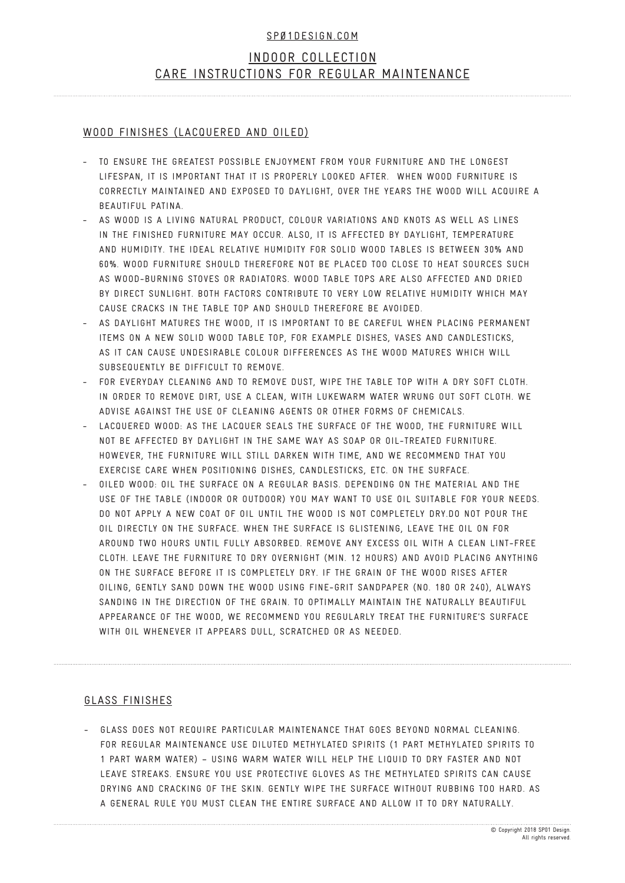SPØ1DESIGN.COM

# INDOOR COLLECTION
# CARE INSTRUCTIONS FOR REGULAR MAINTENANCE

## WOOD FINISHES (LACQUERED AND OILED)

- TO ENSURE THE GREATEST POSSIBLE ENJOYMENT FROM YOUR FURNITURE AND THE LONGEST LIFESPAN, IT IS IMPORTANT THAT IT IS PROPERLY LOOKED AFTER. WHEN WOOD FURNITURE IS CORRECTLY MAINTAINED AND EXPOSED TO DAYLIGHT, OVER THE YEARS THE WOOD WILL ACQUIRE A BEAUTIFUL PATINA.
- AS WOOD IS A LIVING NATURAL PRODUCT, COLOUR VARIATIONS AND KNOTS AS WELL AS LINES IN THE FINISHED FURNITURE MAY OCCUR. ALSO, IT IS AFFECTED BY DAYLIGHT, TEMPERATURE AND HUMIDITY. THE IDEAL RELATIVE HUMIDITY FOR SOLID WOOD TABLES IS BETWEEN 30% AND 60%. WOOD FURNITURE SHOULD THEREFORE NOT BE PLACED TOO CLOSE TO HEAT SOURCES SUCH AS WOOD-BURNING STOVES OR RADIATORS. WOOD TABLE TOPS ARE ALSO AFFECTED AND DRIED BY DIRECT SUNLIGHT. BOTH FACTORS CONTRIBUTE TO VERY LOW RELATIVE HUMIDITY WHICH MAY CAUSE CRACKS IN THE TABLE TOP AND SHOULD THEREFORE BE AVOIDED.
- AS DAYLIGHT MATURES THE WOOD, IT IS IMPORTANT TO BE CAREFUL WHEN PLACING PERMANENT ITEMS ON A NEW SOLID WOOD TABLE TOP, FOR EXAMPLE DISHES, VASES AND CANDLESTICKS, AS IT CAN CAUSE UNDESIRABLE COLOUR DIFFERENCES AS THE WOOD MATURES WHICH WILL SUBSEQUENTLY BE DIFFICULT TO REMOVE.
- FOR EVERYDAY CLEANING AND TO REMOVE DUST, WIPE THE TABLE TOP WITH A DRY SOFT CLOTH. IN ORDER TO REMOVE DIRT, USE A CLEAN, WITH LUKEWARM WATER WRUNG OUT SOFT CLOTH. WE ADVISE AGAINST THE USE OF CLEANING AGENTS OR OTHER FORMS OF CHEMICALS.
- LACQUERED WOOD: AS THE LACQUER SEALS THE SURFACE OF THE WOOD, THE FURNITURE WILL NOT BE AFFECTED BY DAYLIGHT IN THE SAME WAY AS SOAP OR OIL-TREATED FURNITURE. HOWEVER, THE FURNITURE WILL STILL DARKEN WITH TIME, AND WE RECOMMEND THAT YOU EXERCISE CARE WHEN POSITIONING DISHES, CANDLESTICKS, ETC. ON THE SURFACE.
- OILED WOOD: OIL THE SURFACE ON A REGULAR BASIS. DEPENDING ON THE MATERIAL AND THE USE OF THE TABLE (INDOOR OR OUTDOOR) YOU MAY WANT TO USE OIL SUITABLE FOR YOUR NEEDS. DO NOT APPLY A NEW COAT OF OIL UNTIL THE WOOD IS NOT COMPLETELY DRY.DO NOT POUR THE OIL DIRECTLY ON THE SURFACE. WHEN THE SURFACE IS GLISTENING, LEAVE THE OIL ON FOR AROUND TWO HOURS UNTIL FULLY ABSORBED. REMOVE ANY EXCESS OIL WITH A CLEAN LINT-FREE CLOTH. LEAVE THE FURNITURE TO DRY OVERNIGHT (MIN. 12 HOURS) AND AVOID PLACING ANYTHING ON THE SURFACE BEFORE IT IS COMPLETELY DRY. IF THE GRAIN OF THE WOOD RISES AFTER OILING, GENTLY SAND DOWN THE WOOD USING FINE-GRIT SANDPAPER (NO. 180 OR 240), ALWAYS SANDING IN THE DIRECTION OF THE GRAIN. TO OPTIMALLY MAINTAIN THE NATURALLY BEAUTIFUL APPEARANCE OF THE WOOD, WE RECOMMEND YOU REGULARLY TREAT THE FURNITURE'S SURFACE WITH OIL WHENEVER IT APPEARS DULL, SCRATCHED OR AS NEEDED.

## GLASS FINISHES

- GLASS DOES NOT REQUIRE PARTICULAR MAINTENANCE THAT GOES BEYOND NORMAL CLEANING. FOR REGULAR MAINTENANCE USE DILUTED METHYLATED SPIRITS (1 PART METHYLATED SPIRITS TO 1 PART WARM WATER) – USING WARM WATER WILL HELP THE LIQUID TO DRY FASTER AND NOT LEAVE STREAKS. ENSURE YOU USE PROTECTIVE GLOVES AS THE METHYLATED SPIRITS CAN CAUSE DRYING AND CRACKING OF THE SKIN. GENTLY WIPE THE SURFACE WITHOUT RUBBING TOO HARD. AS A GENERAL RULE YOU MUST CLEAN THE ENTIRE SURFACE AND ALLOW IT TO DRY NATURALLY.

© Copyright 2018 SP01 Design. All rights reserved.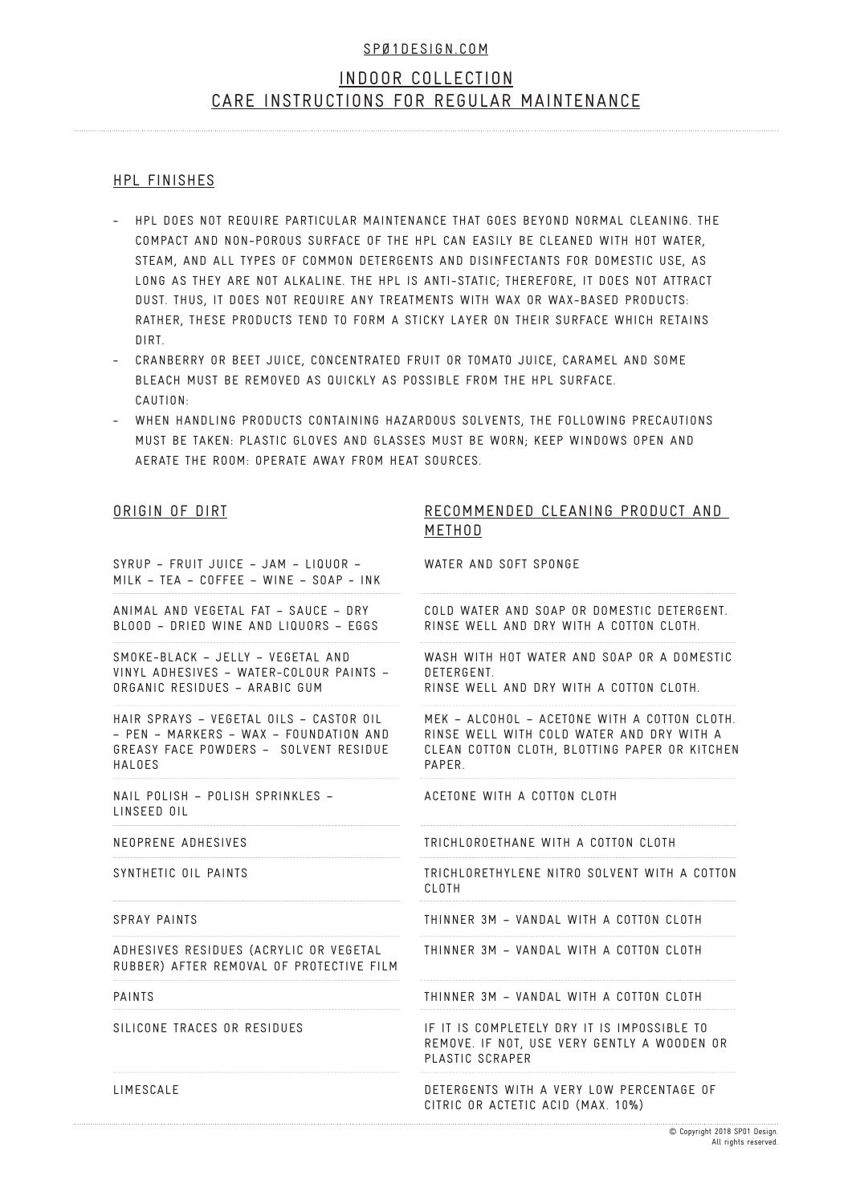SPØ1DESIGN.COM

# INDOOR COLLECTION
# CARE INSTRUCTIONS FOR REGULAR MAINTENANCE

## HPL FINISHES

- HPL DOES NOT REQUIRE PARTICULAR MAINTENANCE THAT GOES BEYOND NORMAL CLEANING. THE COMPACT AND NON-POROUS SURFACE OF THE HPL CAN EASILY BE CLEANED WITH HOT WATER, STEAM, AND ALL TYPES OF COMMON DETERGENTS AND DISINFECTANTS FOR DOMESTIC USE, AS LONG AS THEY ARE NOT ALKALINE. THE HPL IS ANTI-STATIC; THEREFORE, IT DOES NOT ATTRACT DUST. THUS, IT DOES NOT REQUIRE ANY TREATMENTS WITH WAX OR WAX-BASED PRODUCTS: RATHER, THESE PRODUCTS TEND TO FORM A STICKY LAYER ON THEIR SURFACE WHICH RETAINS DIRT.
- CRANBERRY OR BEET JUICE, CONCENTRATED FRUIT OR TOMATO JUICE, CARAMEL AND SOME BLEACH MUST BE REMOVED AS QUICKLY AS POSSIBLE FROM THE HPL SURFACE.
  CAUTION:
- WHEN HANDLING PRODUCTS CONTAINING HAZARDOUS SOLVENTS, THE FOLLOWING PRECAUTIONS MUST BE TAKEN: PLASTIC GLOVES AND GLASSES MUST BE WORN; KEEP WINDOWS OPEN AND AERATE THE ROOM: OPERATE AWAY FROM HEAT SOURCES.

| ORIGIN OF DIRT | RECOMMENDED CLEANING PRODUCT AND METHOD |
|---|---|
| SYRUP – FRUIT JUICE – JAM – LIQUOR – MILK – TEA – COFFEE – WINE – SOAP - INK | WATER AND SOFT SPONGE |
| ANIMAL AND VEGETAL FAT – SAUCE – DRY BLOOD – DRIED WINE AND LIQUORS – EGGS | COLD WATER AND SOAP OR DOMESTIC DETERGENT. RINSE WELL AND DRY WITH A COTTON CLOTH. |
| SMOKE-BLACK – JELLY – VEGETAL AND VINYL ADHESIVES – WATER-COLOUR PAINTS – ORGANIC RESIDUES – ARABIC GUM | WASH WITH HOT WATER AND SOAP OR A DOMESTIC DETERGENT. RINSE WELL AND DRY WITH A COTTON CLOTH. |
| HAIR SPRAYS – VEGETAL OILS – CASTOR OIL – PEN – MARKERS – WAX – FOUNDATION AND GREASY FACE POWDERS – SOLVENT RESIDUE HALOES | MEK – ALCOHOL – ACETONE WITH A COTTON CLOTH. RINSE WELL WITH COLD WATER AND DRY WITH A CLEAN COTTON CLOTH, BLOTTING PAPER OR KITCHEN PAPER. |
| NAIL POLISH – POLISH SPRINKLES – LINSEED OIL | ACETONE WITH A COTTON CLOTH |
| NEOPRENE ADHESIVES | TRICHLOROETHANE WITH A COTTON CLOTH |
| SYNTHETIC OIL PAINTS | TRICHLORETHYLENE NITRO SOLVENT WITH A COTTON CLOTH |
| SPRAY PAINTS | THINNER 3M – VANDAL WITH A COTTON CLOTH |
| ADHESIVES RESIDUES (ACRYLIC OR VEGETAL RUBBER) AFTER REMOVAL OF PROTECTIVE FILM | THINNER 3M – VANDAL WITH A COTTON CLOTH |
| PAINTS | THINNER 3M – VANDAL WITH A COTTON CLOTH |
| SILICONE TRACES OR RESIDUES | IF IT IS COMPLETELY DRY IT IS IMPOSSIBLE TO REMOVE. IF NOT, USE VERY GENTLY A WOODEN OR PLASTIC SCRAPER |
| LIMESCALE | DETERGENTS WITH A VERY LOW PERCENTAGE OF CITRIC OR ACTETIC ACID (MAX. 10%) |

© Copyright 2018 SP01 Design. All rights reserved.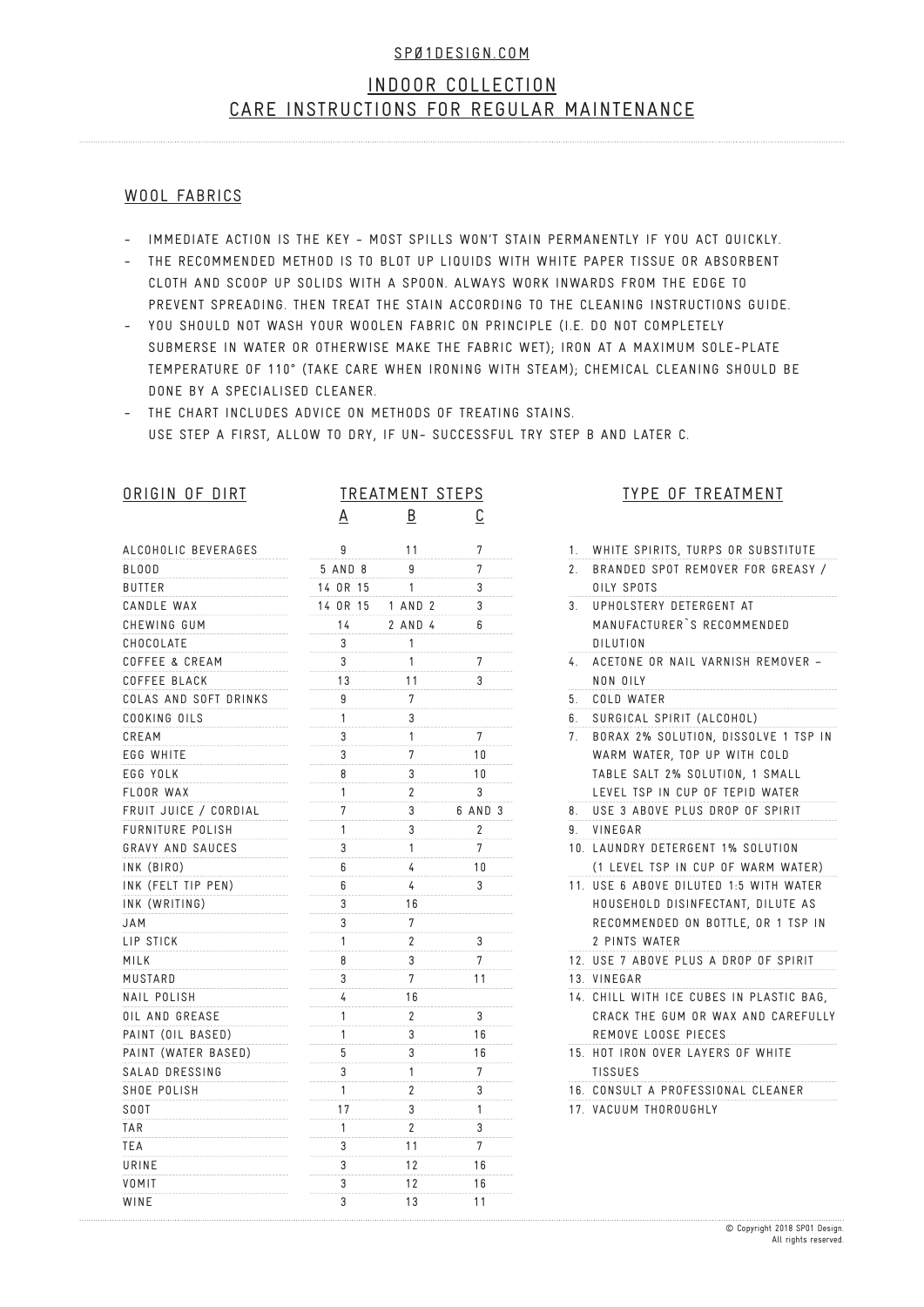SPØ1DESIGN.COM

# INDOOR COLLECTION
# CARE INSTRUCTIONS FOR REGULAR MAINTENANCE

## WOOL FABRICS

- IMMEDIATE ACTION IS THE KEY - MOST SPILLS WON'T STAIN PERMANENTLY IF YOU ACT QUICKLY.
- THE RECOMMENDED METHOD IS TO BLOT UP LIQUIDS WITH WHITE PAPER TISSUE OR ABSORBENT CLOTH AND SCOOP UP SOLIDS WITH A SPOON. ALWAYS WORK INWARDS FROM THE EDGE TO PREVENT SPREADING. THEN TREAT THE STAIN ACCORDING TO THE CLEANING INSTRUCTIONS GUIDE.
- YOU SHOULD NOT WASH YOUR WOOLEN FABRIC ON PRINCIPLE (I.E. DO NOT COMPLETELY SUBMERSE IN WATER OR OTHERWISE MAKE THE FABRIC WET); IRON AT A MAXIMUM SOLE-PLATE TEMPERATURE OF 110° (TAKE CARE WHEN IRONING WITH STEAM); CHEMICAL CLEANING SHOULD BE DONE BY A SPECIALISED CLEANER.
- THE CHART INCLUDES ADVICE ON METHODS OF TREATING STAINS. USE STEP A FIRST, ALLOW TO DRY, IF UN- SUCCESSFUL TRY STEP B AND LATER C.

| ORIGIN OF DIRT | TREATMENT STEPS | | |
|---|---|---|---|
| | A | B | C |
| ALCOHOLIC BEVERAGES | 9 | 11 | 7 |
| BLOOD | 5 AND 8 | 9 | 7 |
| BUTTER | 14 OR 15 | 1 | 3 |
| CANDLE WAX | 14 OR 15 | 1 AND 2 | 3 |
| CHEWING GUM | 14 | 2 AND 4 | 6 |
| CHOCOLATE | 3 | 1 | |
| COFFEE & CREAM | 3 | 1 | 7 |
| COFFEE BLACK | 13 | 11 | 3 |
| COLAS AND SOFT DRINKS | 9 | 7 | |
| COOKING OILS | 1 | 3 | |
| CREAM | 3 | 1 | 7 |
| EGG WHITE | 3 | 7 | 10 |
| EGG YOLK | 8 | 3 | 10 |
| FLOOR WAX | 1 | 2 | 3 |
| FRUIT JUICE / CORDIAL | 7 | 3 | 6 AND 3 |
| FURNITURE POLISH | 1 | 3 | 2 |
| GRAVY AND SAUCES | 3 | 1 | 7 |
| INK (BIRO) | 6 | 4 | 10 |
| INK (FELT TIP PEN) | 6 | 4 | 3 |
| INK (WRITING) | 3 | 16 | |
| JAM | 3 | 7 | |
| LIP STICK | 1 | 2 | 3 |
| MILK | 8 | 3 | 7 |
| MUSTARD | 3 | 7 | 11 |
| NAIL POLISH | 4 | 16 | |
| OIL AND GREASE | 1 | 2 | 3 |
| PAINT (OIL BASED) | 1 | 3 | 16 |
| PAINT (WATER BASED) | 5 | 3 | 16 |
| SALAD DRESSING | 3 | 1 | 7 |
| SHOE POLISH | 1 | 2 | 3 |
| SOOT | 17 | 3 | 1 |
| TAR | 1 | 2 | 3 |
| TEA | 3 | 11 | 7 |
| URINE | 3 | 12 | 16 |
| VOMIT | 3 | 12 | 16 |
| WINE | 3 | 13 | 11 |

## TYPE OF TREATMENT

1. WHITE SPIRITS, TURPS OR SUBSTITUTE
2. BRANDED SPOT REMOVER FOR GREASY / OILY SPOTS
3. UPHOLSTERY DETERGENT AT MANUFACTURER`S RECOMMENDED DILUTION
4. ACETONE OR NAIL VARNISH REMOVER - NON OILY
5. COLD WATER
6. SURGICAL SPIRIT (ALCOHOL)
7. BORAX 2% SOLUTION, DISSOLVE 1 TSP IN WARM WATER, TOP UP WITH COLD TABLE SALT 2% SOLUTION, 1 SMALL LEVEL TSP IN CUP OF TEPID WATER
8. USE 3 ABOVE PLUS DROP OF SPIRIT
9. VINEGAR
10. LAUNDRY DETERGENT 1% SOLUTION (1 LEVEL TSP IN CUP OF WARM WATER)
11. USE 6 ABOVE DILUTED 1:5 WITH WATER HOUSEHOLD DISINFECTANT, DILUTE AS RECOMMENDED ON BOTTLE, OR 1 TSP IN 2 PINTS WATER
12. USE 7 ABOVE PLUS A DROP OF SPIRIT
13. VINEGAR
14. CHILL WITH ICE CUBES IN PLASTIC BAG, CRACK THE GUM OR WAX AND CAREFULLY REMOVE LOOSE PIECES
15. HOT IRON OVER LAYERS OF WHITE TISSUES
16. CONSULT A PROFESSIONAL CLEANER
17. VACUUM THOROUGHLY

© Copyright 2018 SP01 Design. All rights reserved.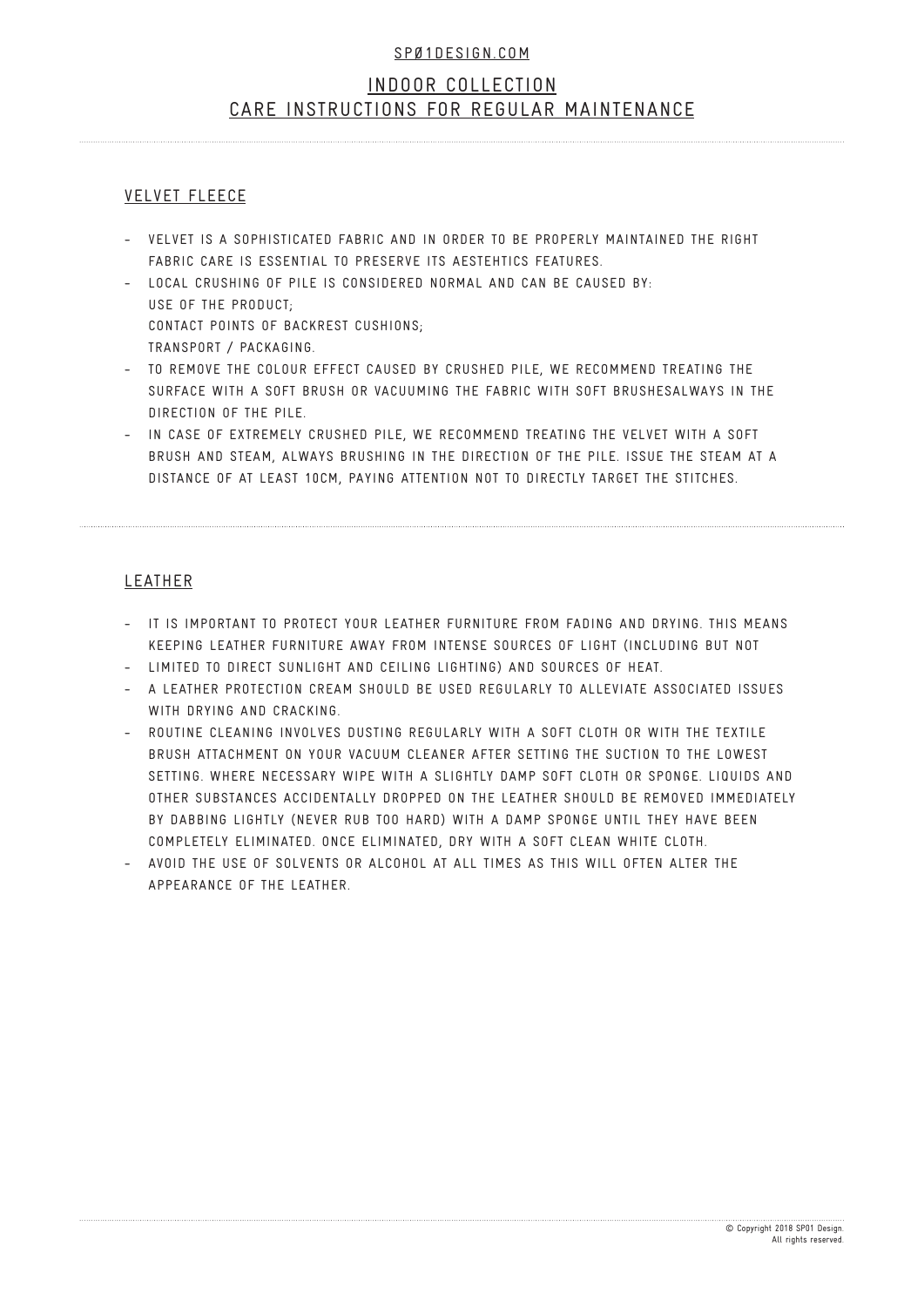SPØ1DESIGN.COM

# INDOOR COLLECTION
# CARE INSTRUCTIONS FOR REGULAR MAINTENANCE

## VELVET FLEECE

- VELVET IS A SOPHISTICATED FABRIC AND IN ORDER TO BE PROPERLY MAINTAINED THE RIGHT FABRIC CARE IS ESSENTIAL TO PRESERVE ITS AESTEHTICS FEATURES.
- LOCAL CRUSHING OF PILE IS CONSIDERED NORMAL AND CAN BE CAUSED BY:
  USE OF THE PRODUCT;
  CONTACT POINTS OF BACKREST CUSHIONS;
  TRANSPORT / PACKAGING.
- TO REMOVE THE COLOUR EFFECT CAUSED BY CRUSHED PILE, WE RECOMMEND TREATING THE SURFACE WITH A SOFT BRUSH OR VACUUMING THE FABRIC WITH SOFT BRUSHESALWAYS IN THE DIRECTION OF THE PILE.
- IN CASE OF EXTREMELY CRUSHED PILE, WE RECOMMEND TREATING THE VELVET WITH A SOFT BRUSH AND STEAM, ALWAYS BRUSHING IN THE DIRECTION OF THE PILE. ISSUE THE STEAM AT A DISTANCE OF AT LEAST 10CM, PAYING ATTENTION NOT TO DIRECTLY TARGET THE STITCHES.

## LEATHER

- IT IS IMPORTANT TO PROTECT YOUR LEATHER FURNITURE FROM FADING AND DRYING. THIS MEANS KEEPING LEATHER FURNITURE AWAY FROM INTENSE SOURCES OF LIGHT (INCLUDING BUT NOT
- LIMITED TO DIRECT SUNLIGHT AND CEILING LIGHTING) AND SOURCES OF HEAT.
- A LEATHER PROTECTION CREAM SHOULD BE USED REGULARLY TO ALLEVIATE ASSOCIATED ISSUES WITH DRYING AND CRACKING.
- ROUTINE CLEANING INVOLVES DUSTING REGULARLY WITH A SOFT CLOTH OR WITH THE TEXTILE BRUSH ATTACHMENT ON YOUR VACUUM CLEANER AFTER SETTING THE SUCTION TO THE LOWEST SETTING. WHERE NECESSARY WIPE WITH A SLIGHTLY DAMP SOFT CLOTH OR SPONGE. LIQUIDS AND OTHER SUBSTANCES ACCIDENTALLY DROPPED ON THE LEATHER SHOULD BE REMOVED IMMEDIATELY BY DABBING LIGHTLY (NEVER RUB TOO HARD) WITH A DAMP SPONGE UNTIL THEY HAVE BEEN COMPLETELY ELIMINATED. ONCE ELIMINATED, DRY WITH A SOFT CLEAN WHITE CLOTH.
- AVOID THE USE OF SOLVENTS OR ALCOHOL AT ALL TIMES AS THIS WILL OFTEN ALTER THE APPEARANCE OF THE LEATHER.

© Copyright 2018 SP01 Design.
All rights reserved.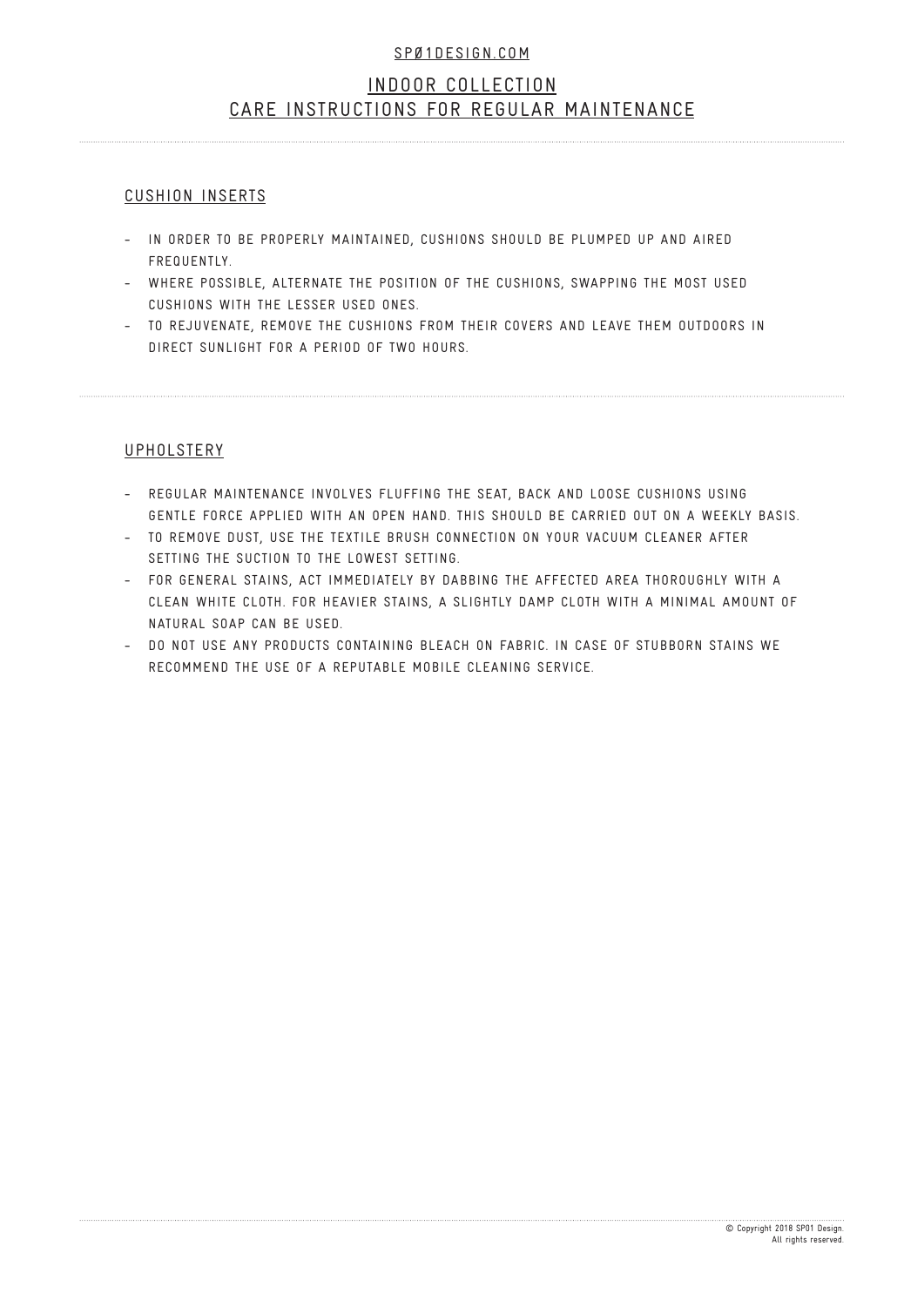SPØ1DESIGN.COM

# INDOOR COLLECTION
# CARE INSTRUCTIONS FOR REGULAR MAINTENANCE

## CUSHION INSERTS

- IN ORDER TO BE PROPERLY MAINTAINED, CUSHIONS SHOULD BE PLUMPED UP AND AIRED FREQUENTLY.
- WHERE POSSIBLE, ALTERNATE THE POSITION OF THE CUSHIONS, SWAPPING THE MOST USED CUSHIONS WITH THE LESSER USED ONES.
- TO REJUVENATE, REMOVE THE CUSHIONS FROM THEIR COVERS AND LEAVE THEM OUTDOORS IN DIRECT SUNLIGHT FOR A PERIOD OF TWO HOURS.

## UPHOLSTERY

- REGULAR MAINTENANCE INVOLVES FLUFFING THE SEAT, BACK AND LOOSE CUSHIONS USING GENTLE FORCE APPLIED WITH AN OPEN HAND. THIS SHOULD BE CARRIED OUT ON A WEEKLY BASIS.
- TO REMOVE DUST, USE THE TEXTILE BRUSH CONNECTION ON YOUR VACUUM CLEANER AFTER SETTING THE SUCTION TO THE LOWEST SETTING.
- FOR GENERAL STAINS, ACT IMMEDIATELY BY DABBING THE AFFECTED AREA THOROUGHLY WITH A CLEAN WHITE CLOTH. FOR HEAVIER STAINS, A SLIGHTLY DAMP CLOTH WITH A MINIMAL AMOUNT OF NATURAL SOAP CAN BE USED.
- DO NOT USE ANY PRODUCTS CONTAINING BLEACH ON FABRIC. IN CASE OF STUBBORN STAINS WE RECOMMEND THE USE OF A REPUTABLE MOBILE CLEANING SERVICE.

© Copyright 2018 SP01 Design.
All rights reserved.